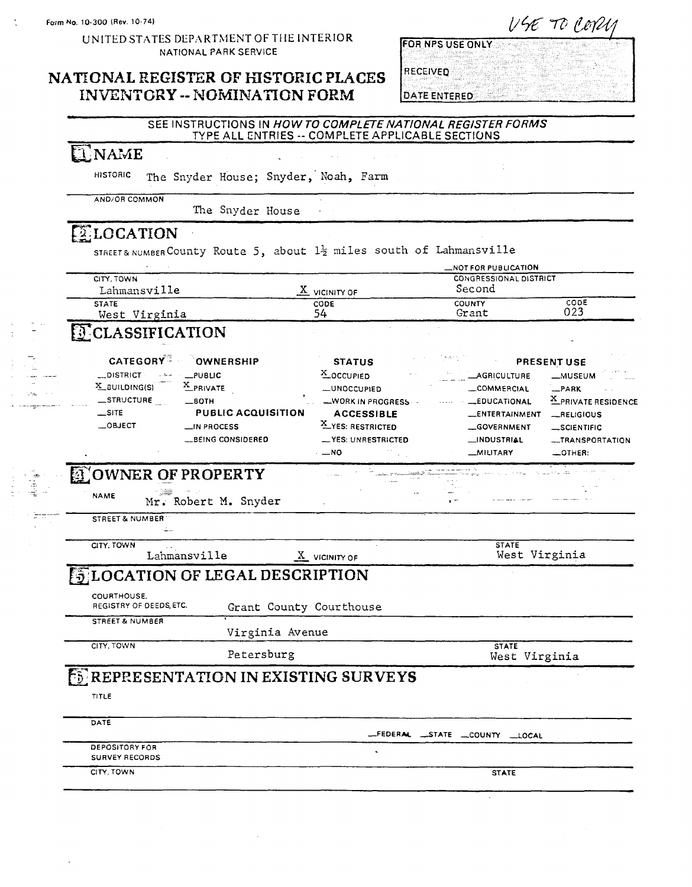Form No. 10-300 (Rev. 10-74)

USE TO COPY

UNITED STATES DEPARTMENT OF THE INTERIOR
NATIONAL PARK SERVICE

# NATIONAL REGISTER OF HISTORIC PLACES INVENTORY -- NOMINATION FORM

| FOR NPS USE ONLY |
|---|
| RECEIVED |
| DATE ENTERED |

SEE INSTRUCTIONS IN *HOW TO COMPLETE NATIONAL REGISTER FORMS*
TYPE ALL ENTRIES -- COMPLETE APPLICABLE SECTIONS

## 1 NAME

HISTORIC The Snyder House; Snyder, Noah, Farm

AND/OR COMMON The Snyder House

## 2 LOCATION

STREET & NUMBER County Route 5, about 1½ miles south of Lahmansville

__NOT FOR PUBLICATION

| CITY, TOWN | | CONGRESSIONAL DISTRICT | |
|---|---|---|---|
| Lahmansville | X VICINITY OF | Second | |
| STATE | CODE | COUNTY | CODE |
| West Virginia | 54 | Grant | 023 |

## 3 CLASSIFICATION

| CATEGORY | OWNERSHIP | STATUS | PRESENT USE | |
|---|---|---|---|---|
| __DISTRICT | __PUBLIC | X OCCUPIED | __AGRICULTURE | __MUSEUM |
| X BUILDING(S) | X PRIVATE | __UNOCCUPIED | __COMMERCIAL | __PARK |
| __STRUCTURE | __BOTH | __WORK IN PROGRESS | __EDUCATIONAL | X PRIVATE RESIDENCE |
| __SITE | PUBLIC ACQUISITION | ACCESSIBLE | __ENTERTAINMENT | __RELIGIOUS |
| __OBJECT | __IN PROCESS | X YES: RESTRICTED | __GOVERNMENT | __SCIENTIFIC |
| | __BEING CONSIDERED | __YES: UNRESTRICTED | __INDUSTRIAL | __TRANSPORTATION |
| | | __NO | __MILITARY | __OTHER: |

## 4 OWNER OF PROPERTY

NAME Mr. Robert M. Snyder

STREET & NUMBER

| CITY, TOWN | | STATE |
|---|---|---|
| Lahmansville | X VICINITY OF | West Virginia |

## 5 LOCATION OF LEGAL DESCRIPTION

COURTHOUSE, REGISTRY OF DEEDS, ETC. Grant County Courthouse

STREET & NUMBER Virginia Avenue

| CITY, TOWN | STATE |
|---|---|
| Petersburg | West Virginia |

## 6 REPRESENTATION IN EXISTING SURVEYS

TITLE

DATE __FEDERAL __STATE __COUNTY __LOCAL

DEPOSITORY FOR SURVEY RECORDS

CITY, TOWN STATE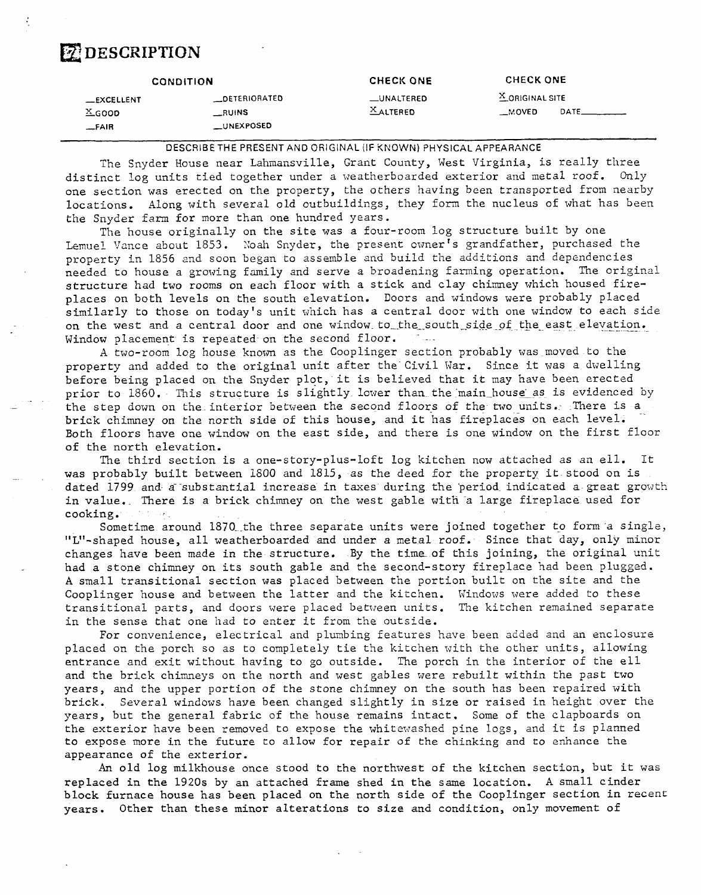# 7 DESCRIPTION

| CONDITION | | CHECK ONE | CHECK ONE |
|---|---|---|---|
| __EXCELLENT | __DETERIORATED | __UNALTERED | X ORIGINAL SITE |
| X GOOD | __RUINS | X ALTERED | __MOVED DATE______ |
| __FAIR | __UNEXPOSED | | |

DESCRIBE THE PRESENT AND ORIGINAL (IF KNOWN) PHYSICAL APPEARANCE

The Snyder House near Lahmansville, Grant County, West Virginia, is really three distinct log units tied together under a weatherboarded exterior and metal roof. Only one section was erected on the property, the others having been transported from nearby locations. Along with several old outbuildings, they form the nucleus of what has been the Snyder farm for more than one hundred years.

The house originally on the site was a four-room log structure built by one Lemuel Vance about 1853. Noah Snyder, the present owner's grandfather, purchased the property in 1856 and soon began to assemble and build the additions and dependencies needed to house a growing family and serve a broadening farming operation. The original structure had two rooms on each floor with a stick and clay chimney which housed fireplaces on both levels on the south elevation. Doors and windows were probably placed similarly to those on today's unit which has a central door with one window to each side on the west and a central door and one window to the south side of the east elevation. Window placement is repeated on the second floor.

A two-room log house known as the Cooplinger section probably was moved to the property and added to the original unit after the Civil War. Since it was a dwelling before being placed on the Snyder plot, it is believed that it may have been erected prior to 1860. This structure is slightly lower than the main house as is evidenced by the step down on the interior between the second floors of the two units. There is a brick chimney on the north side of this house, and it has fireplaces on each level. Both floors have one window on the east side, and there is one window on the first floor of the north elevation.

The third section is a one-story-plus-loft log kitchen now attached as an ell. It was probably built between 1800 and 1815, as the deed for the property it stood on is dated 1799 and a substantial increase in taxes during the period indicated a great growth in value. There is a brick chimney on the west gable with a large fireplace used for cooking.

Sometime around 1870 the three separate units were joined together to form a single, "L"-shaped house, all weatherboarded and under a metal roof. Since that day, only minor changes have been made in the structure. By the time of this joining, the original unit had a stone chimney on its south gable and the second-story fireplace had been plugged. A small transitional section was placed between the portion built on the site and the Cooplinger house and between the latter and the kitchen. Windows were added to these transitional parts, and doors were placed between units. The kitchen remained separate in the sense that one had to enter it from the outside.

For convenience, electrical and plumbing features have been added and an enclosure placed on the porch so as to completely tie the kitchen with the other units, allowing entrance and exit without having to go outside. The porch in the interior of the ell and the brick chimneys on the north and west gables were rebuilt within the past two years, and the upper portion of the stone chimney on the south has been repaired with brick. Several windows have been changed slightly in size or raised in height over the years, but the general fabric of the house remains intact. Some of the clapboards on the exterior have been removed to expose the whitewashed pine logs, and it is planned to expose more in the future to allow for repair of the chinking and to enhance the appearance of the exterior.

An old log milkhouse once stood to the northwest of the kitchen section, but it was replaced in the 1920s by an attached frame shed in the same location. A small cinder block furnace house has been placed on the north side of the Cooplinger section in recent years. Other than these minor alterations to size and condition, only movement of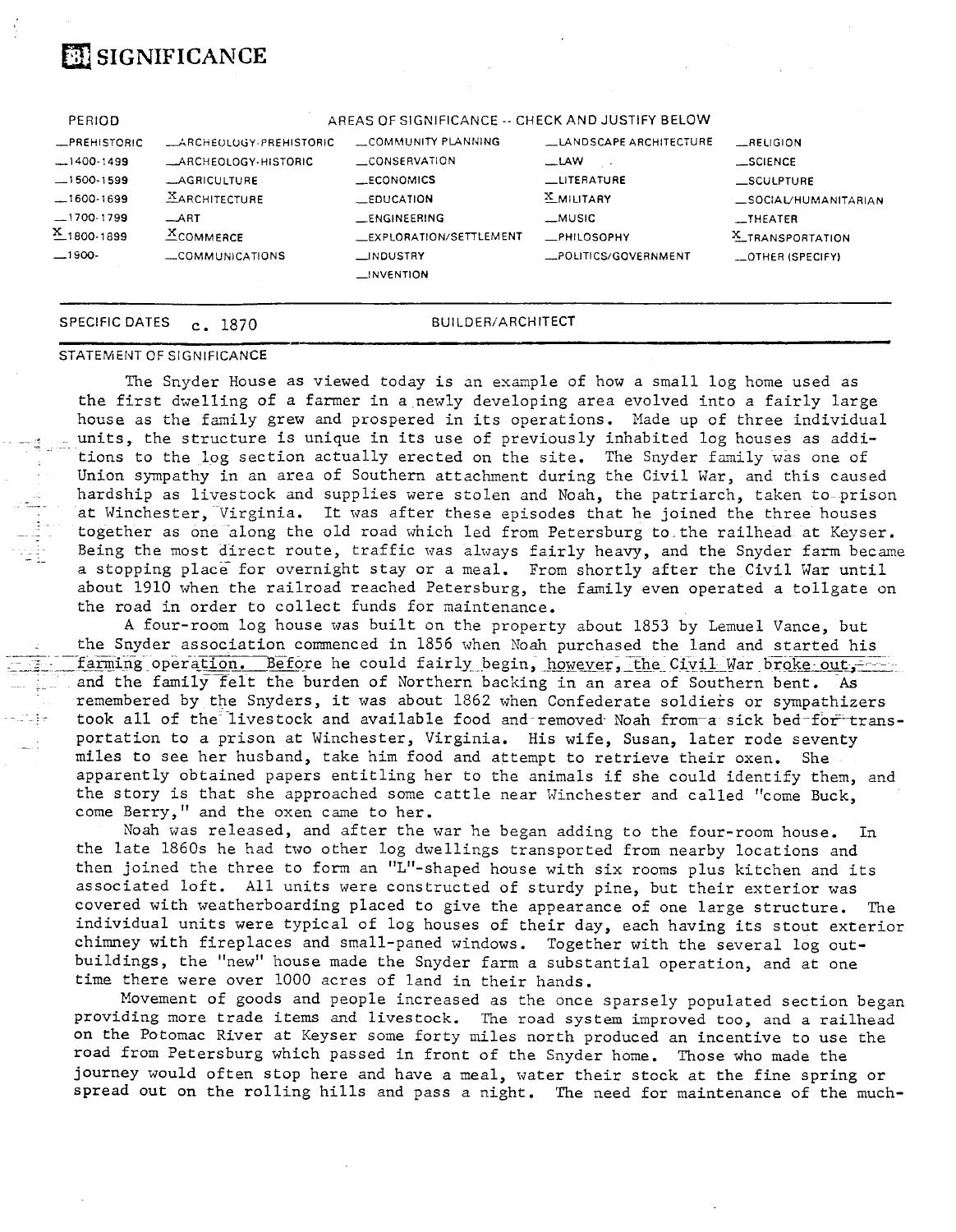# 8 SIGNIFICANCE

| PERIOD | AREAS OF SIGNIFICANCE -- CHECK AND JUSTIFY BELOW | | | | |
|---|---|---|---|---|---|
| _PREHISTORIC | _ARCHEOLOGY-PREHISTORIC | _COMMUNITY PLANNING | _LANDSCAPE ARCHITECTURE | _RELIGION |
| _1400-1499 | _ARCHEOLOGY-HISTORIC | _CONSERVATION | _LAW | _SCIENCE |
| _1500-1599 | _AGRICULTURE | _ECONOMICS | _LITERATURE | _SCULPTURE |
| _1600-1699 | X ARCHITECTURE | _EDUCATION | X MILITARY | _SOCIAL/HUMANITARIAN |
| _1700-1799 | _ART | _ENGINEERING | _MUSIC | _THEATER |
| X 1800-1899 | X COMMERCE | _EXPLORATION/SETTLEMENT | _PHILOSOPHY | X TRANSPORTATION |
| _1900- | _COMMUNICATIONS | _INDUSTRY | _POLITICS/GOVERNMENT | _OTHER (SPECIFY) |
| | | _INVENTION | | |

SPECIFIC DATES c. 1870 BUILDER/ARCHITECT

STATEMENT OF SIGNIFICANCE

The Snyder House as viewed today is an example of how a small log home used as the first dwelling of a farmer in a newly developing area evolved into a fairly large house as the family grew and prospered in its operations. Made up of three individual units, the structure is unique in its use of previously inhabited log houses as additions to the log section actually erected on the site. The Snyder family was one of Union sympathy in an area of Southern attachment during the Civil War, and this caused hardship as livestock and supplies were stolen and Noah, the patriarch, taken to prison at Winchester, Virginia. It was after these episodes that he joined the three houses together as one along the old road which led from Petersburg to the railhead at Keyser. Being the most direct route, traffic was always fairly heavy, and the Snyder farm became a stopping place for overnight stay or a meal. From shortly after the Civil War until about 1910 when the railroad reached Petersburg, the family even operated a tollgate on the road in order to collect funds for maintenance.

A four-room log house was built on the property about 1853 by Lemuel Vance, but the Snyder association commenced in 1856 when Noah purchased the land and started his farming operation. Before he could fairly begin, however, the Civil War broke out, and the family felt the burden of Northern backing in an area of Southern bent. As remembered by the Snyders, it was about 1862 when Confederate soldiers or sympathizers took all of the livestock and available food and removed Noah from a sick bed for transportation to a prison at Winchester, Virginia. His wife, Susan, later rode seventy miles to see her husband, take him food and attempt to retrieve their oxen. She apparently obtained papers entitling her to the animals if she could identify them, and the story is that she approached some cattle near Winchester and called "come Buck, come Berry," and the oxen came to her.

Noah was released, and after the war he began adding to the four-room house. In the late 1860s he had two other log dwellings transported from nearby locations and then joined the three to form an "L"-shaped house with six rooms plus kitchen and its associated loft. All units were constructed of sturdy pine, but their exterior was covered with weatherboarding placed to give the appearance of one large structure. The individual units were typical of log houses of their day, each having its stout exterior chimney with fireplaces and small-paned windows. Together with the several log outbuildings, the "new" house made the Snyder farm a substantial operation, and at one time there were over 1000 acres of land in their hands.

Movement of goods and people increased as the once sparsely populated section began providing more trade items and livestock. The road system improved too, and a railhead on the Potomac River at Keyser some forty miles north produced an incentive to use the road from Petersburg which passed in front of the Snyder home. Those who made the journey would often stop here and have a meal, water their stock at the fine spring or spread out on the rolling hills and pass a night. The need for maintenance of the much-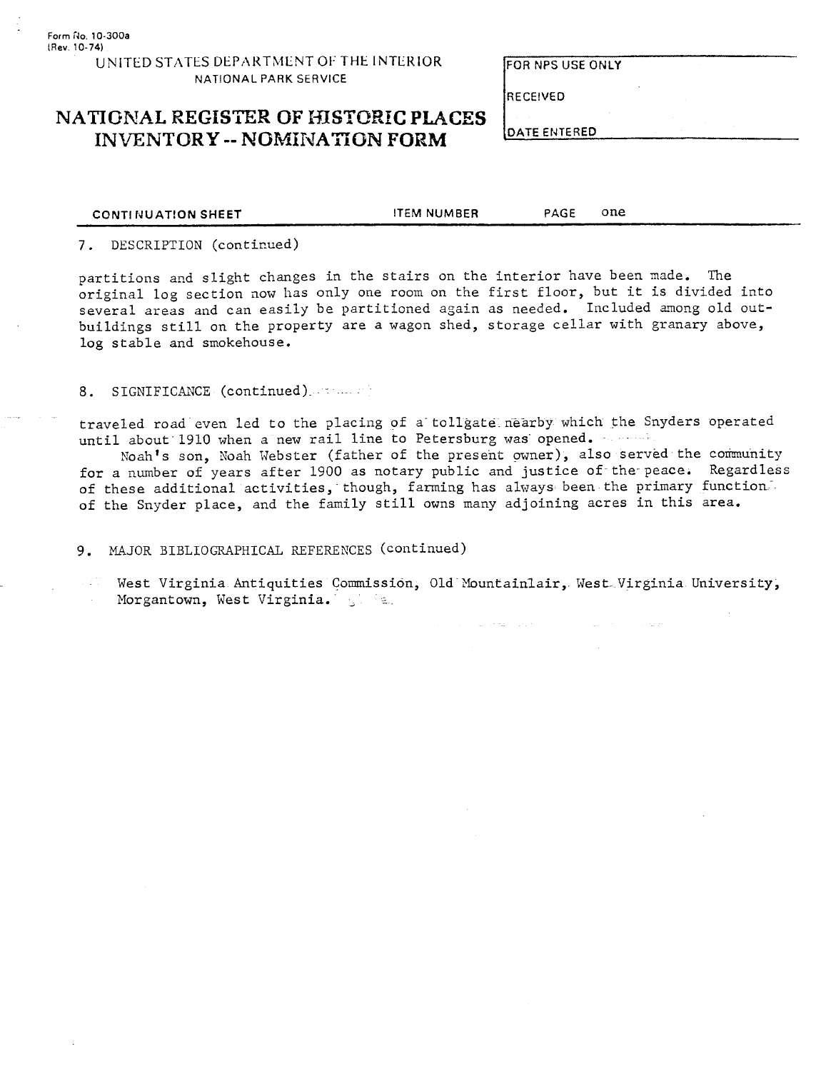Form No. 10-300a
(Rev. 10-74)

UNITED STATES DEPARTMENT OF THE INTERIOR
NATIONAL PARK SERVICE

# NATIONAL REGISTER OF HISTORIC PLACES INVENTORY -- NOMINATION FORM

| FOR NPS USE ONLY |
| --- |
| RECEIVED |
| DATE ENTERED |

CONTINUATION SHEET　　ITEM NUMBER　　PAGE one

7. DESCRIPTION (continued)

partitions and slight changes in the stairs on the interior have been made. The original log section now has only one room on the first floor, but it is divided into several areas and can easily be partitioned again as needed. Included among old outbuildings still on the property are a wagon shed, storage cellar with granary above, log stable and smokehouse.

8. SIGNIFICANCE (continued)

traveled road even led to the placing of a tollgate nearby which the Snyders operated until about 1910 when a new rail line to Petersburg was opened.

Noah's son, Noah Webster (father of the present owner), also served the community for a number of years after 1900 as notary public and justice of the peace. Regardless of these additional activities, though, farming has always been the primary function of the Snyder place, and the family still owns many adjoining acres in this area.

9. MAJOR BIBLIOGRAPHICAL REFERENCES (continued)

West Virginia Antiquities Commission, Old Mountainlair, West Virginia University, Morgantown, West Virginia.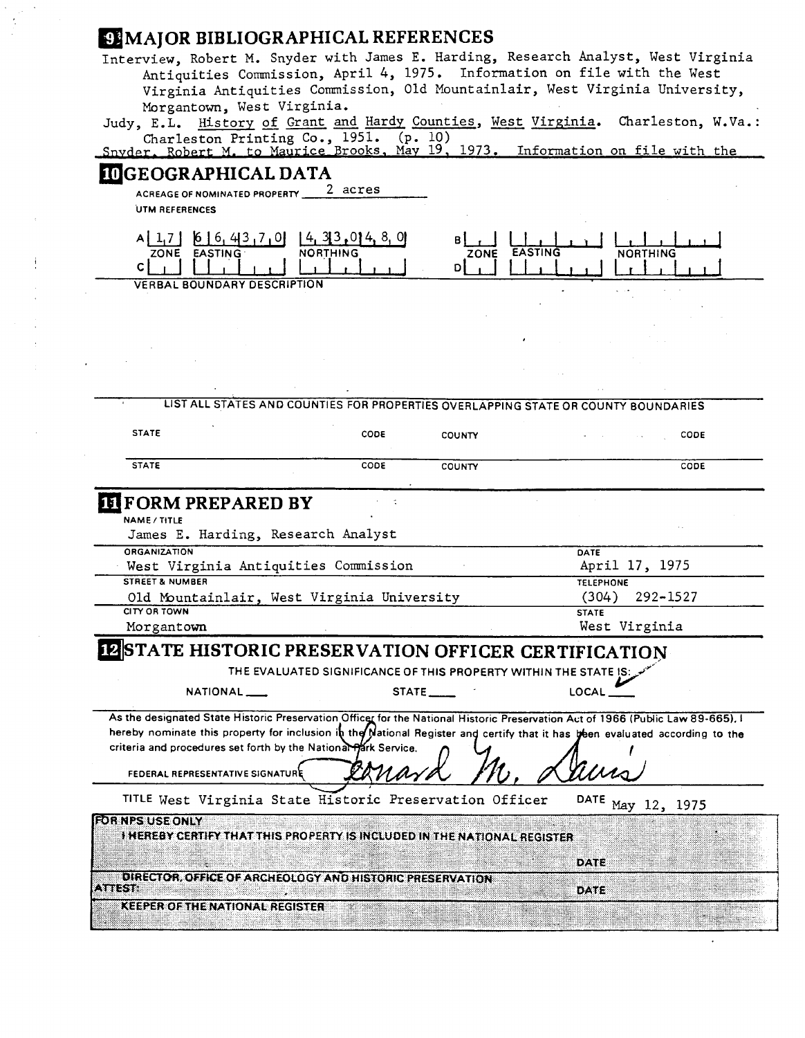## 9 MAJOR BIBLIOGRAPHICAL REFERENCES

Interview, Robert M. Snyder with James E. Harding, Research Analyst, West Virginia Antiquities Commission, April 4, 1975. Information on file with the West Virginia Antiquities Commission, Old Mountainlair, West Virginia University, Morgantown, West Virginia.

Judy, E.L. History of Grant and Hardy Counties, West Virginia. Charleston, W.Va.: Charleston Printing Co., 1951. (p. 10)

Snyder, Robert M. to Maurice Brooks, May 19, 1973. Information on file with the

## 10 GEOGRAPHICAL DATA

ACREAGE OF NOMINATED PROPERTY 2 acres

UTM REFERENCES

| | ZONE | EASTING | NORTHING |
|---|---|---|---|
| A | 17 | 664370 | 4330480 |
| B | | | |
| C | | | |
| D | | | |

VERBAL BOUNDARY DESCRIPTION

LIST ALL STATES AND COUNTIES FOR PROPERTIES OVERLAPPING STATE OR COUNTY BOUNDARIES

| STATE | CODE | COUNTY | CODE |
|---|---|---|---|
| STATE | CODE | COUNTY | CODE |

## 11 FORM PREPARED BY

NAME / TITLE
James E. Harding, Research Analyst

ORGANIZATION: West Virginia Antiquities Commission
DATE: April 17, 1975

STREET & NUMBER: Old Mountainlair, West Virginia University
TELEPHONE: (304) 292-1527

CITY OR TOWN: Morgantown
STATE: West Virginia

## 12 STATE HISTORIC PRESERVATION OFFICER CERTIFICATION

THE EVALUATED SIGNIFICANCE OF THIS PROPERTY WITHIN THE STATE IS:

NATIONAL ___ STATE ___ LOCAL ✓

As the designated State Historic Preservation Officer for the National Historic Preservation Act of 1966 (Public Law 89-665), I hereby nominate this property for inclusion in the National Register and certify that it has been evaluated according to the criteria and procedures set forth by the National Park Service.

FEDERAL REPRESENTATIVE SIGNATURE Leonard M. Davis

TITLE West Virginia State Historic Preservation Officer DATE May 12, 1975

FOR NPS USE ONLY

I HEREBY CERTIFY THAT THIS PROPERTY IS INCLUDED IN THE NATIONAL REGISTER

DATE

DIRECTOR, OFFICE OF ARCHEOLOGY AND HISTORIC PRESERVATION

ATTEST: DATE

KEEPER OF THE NATIONAL REGISTER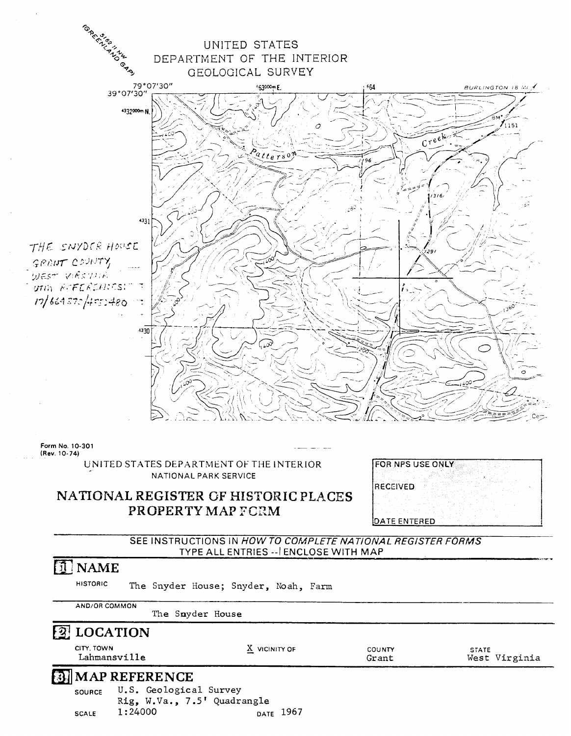UNITED STATES
DEPARTMENT OF THE INTERIOR
GEOLOGICAL SURVEY

5162 II NW
(GREENLAND GAP)

79°07'30"
39°07'30"

663000m E.  664

BURLINGTON 18 MI.

4332000m N.

4331

4330

Patterson Creek

THE SNYDER HOUSE
GRANT COUNTY,
WEST VIRGINIA
UTM REFERENCES:
17/664370/4330480

Form No. 10-301
(Rev. 10-74)

UNITED STATES DEPARTMENT OF THE INTERIOR
NATIONAL PARK SERVICE

# NATIONAL REGISTER OF HISTORIC PLACES PROPERTY MAP FORM

| FOR NPS USE ONLY |
| --- |
| RECEIVED |
| DATE ENTERED |

SEE INSTRUCTIONS IN *HOW TO COMPLETE NATIONAL REGISTER FORMS*
TYPE ALL ENTRIES -- ENCLOSE WITH MAP

## 1 NAME

HISTORIC The Snyder House; Snyder, Noah, Farm

AND/OR COMMON The Snyder House

## 2 LOCATION

| CITY, TOWN | | COUNTY | STATE |
| --- | --- | --- | --- |
| Lahmansville | X VICINITY OF | Grant | West Virginia |

## 3 MAP REFERENCE

SOURCE U.S. Geological Survey
Rig, W.Va., 7.5' Quadrangle

SCALE 1:24000 DATE 1967